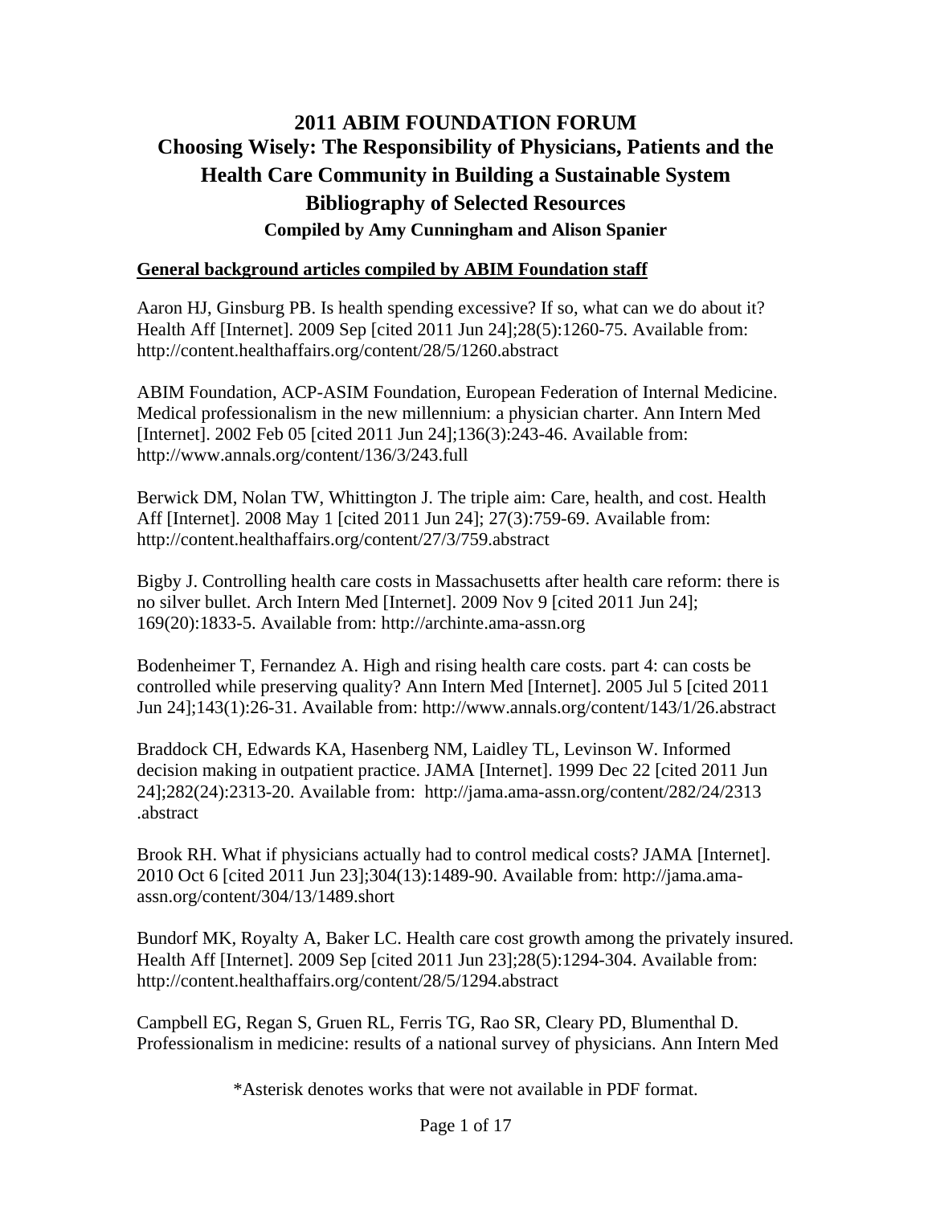# 2011 ABIM FOUNDATION FORUM
# Choosing Wisely: The Responsibility of Physicians, Patients and the Health Care Community in Building a Sustainable System
# Bibliography of Selected Resources

**Compiled by Amy Cunningham and Alison Spanier**

## General background articles compiled by ABIM Foundation staff

Aaron HJ, Ginsburg PB. Is health spending excessive? If so, what can we do about it? Health Aff [Internet]. 2009 Sep [cited 2011 Jun 24];28(5):1260-75. Available from: http://content.healthaffairs.org/content/28/5/1260.abstract

ABIM Foundation, ACP-ASIM Foundation, European Federation of Internal Medicine. Medical professionalism in the new millennium: a physician charter. Ann Intern Med [Internet]. 2002 Feb 05 [cited 2011 Jun 24];136(3):243-46. Available from: http://www.annals.org/content/136/3/243.full

Berwick DM, Nolan TW, Whittington J. The triple aim: Care, health, and cost. Health Aff [Internet]. 2008 May 1 [cited 2011 Jun 24]; 27(3):759-69. Available from: http://content.healthaffairs.org/content/27/3/759.abstract

Bigby J. Controlling health care costs in Massachusetts after health care reform: there is no silver bullet. Arch Intern Med [Internet]. 2009 Nov 9 [cited 2011 Jun 24]; 169(20):1833-5. Available from: http://archinte.ama-assn.org

Bodenheimer T, Fernandez A. High and rising health care costs. part 4: can costs be controlled while preserving quality? Ann Intern Med [Internet]. 2005 Jul 5 [cited 2011 Jun 24];143(1):26-31. Available from: http://www.annals.org/content/143/1/26.abstract

Braddock CH, Edwards KA, Hasenberg NM, Laidley TL, Levinson W. Informed decision making in outpatient practice. JAMA [Internet]. 1999 Dec 22 [cited 2011 Jun 24];282(24):2313-20. Available from: http://jama.ama-assn.org/content/282/24/2313 .abstract

Brook RH. What if physicians actually had to control medical costs? JAMA [Internet]. 2010 Oct 6 [cited 2011 Jun 23];304(13):1489-90. Available from: http://jama.ama-assn.org/content/304/13/1489.short

Bundorf MK, Royalty A, Baker LC. Health care cost growth among the privately insured. Health Aff [Internet]. 2009 Sep [cited 2011 Jun 23];28(5):1294-304. Available from: http://content.healthaffairs.org/content/28/5/1294.abstract

Campbell EG, Regan S, Gruen RL, Ferris TG, Rao SR, Cleary PD, Blumenthal D. Professionalism in medicine: results of a national survey of physicians. Ann Intern Med

*Asterisk denotes works that were not available in PDF format.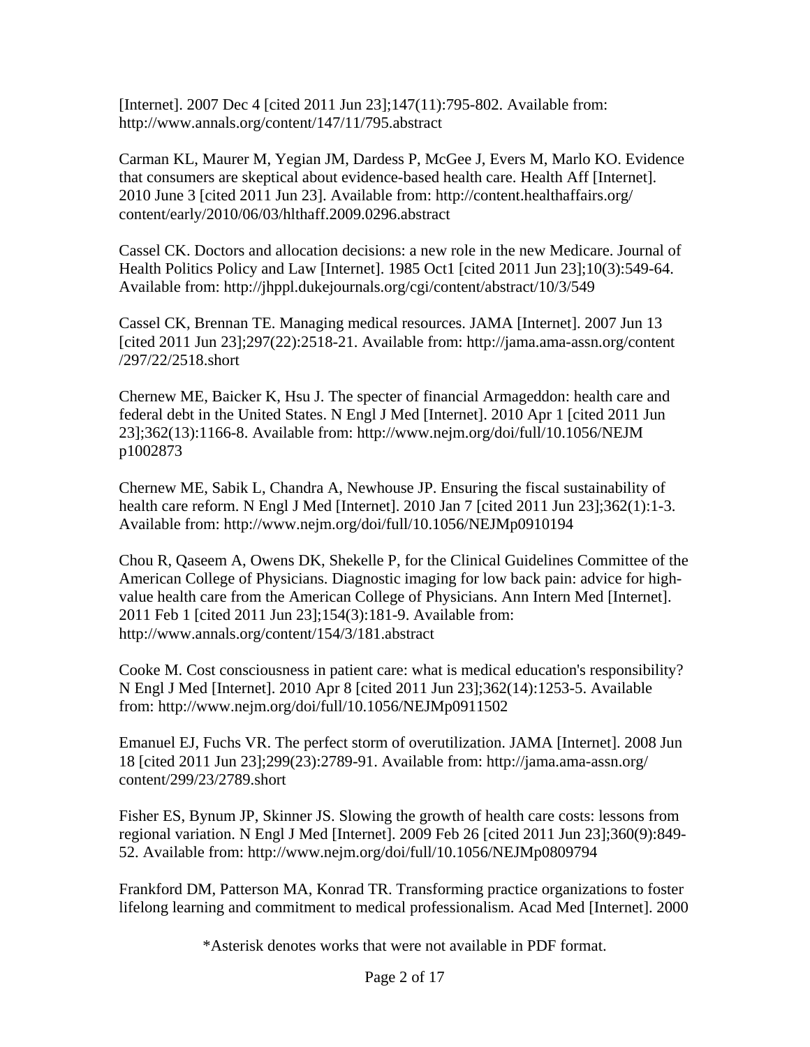[Internet]. 2007 Dec 4 [cited 2011 Jun 23];147(11):795-802. Available from: http://www.annals.org/content/147/11/795.abstract

Carman KL, Maurer M, Yegian JM, Dardess P, McGee J, Evers M, Marlo KO. Evidence that consumers are skeptical about evidence-based health care. Health Aff [Internet]. 2010 June 3 [cited 2011 Jun 23]. Available from: http://content.healthaffairs.org/content/early/2010/06/03/hlthaff.2009.0296.abstract

Cassel CK. Doctors and allocation decisions: a new role in the new Medicare. Journal of Health Politics Policy and Law [Internet]. 1985 Oct1 [cited 2011 Jun 23];10(3):549-64. Available from: http://jhppl.dukejournals.org/cgi/content/abstract/10/3/549

Cassel CK, Brennan TE. Managing medical resources. JAMA [Internet]. 2007 Jun 13 [cited 2011 Jun 23];297(22):2518-21. Available from: http://jama.ama-assn.org/content/297/22/2518.short

Chernew ME, Baicker K, Hsu J. The specter of financial Armageddon: health care and federal debt in the United States. N Engl J Med [Internet]. 2010 Apr 1 [cited 2011 Jun 23];362(13):1166-8. Available from: http://www.nejm.org/doi/full/10.1056/NEJMp1002873

Chernew ME, Sabik L, Chandra A, Newhouse JP. Ensuring the fiscal sustainability of health care reform. N Engl J Med [Internet]. 2010 Jan 7 [cited 2011 Jun 23];362(1):1-3. Available from: http://www.nejm.org/doi/full/10.1056/NEJMp0910194

Chou R, Qaseem A, Owens DK, Shekelle P, for the Clinical Guidelines Committee of the American College of Physicians. Diagnostic imaging for low back pain: advice for high-value health care from the American College of Physicians. Ann Intern Med [Internet]. 2011 Feb 1 [cited 2011 Jun 23];154(3):181-9. Available from: http://www.annals.org/content/154/3/181.abstract

Cooke M. Cost consciousness in patient care: what is medical education's responsibility? N Engl J Med [Internet]. 2010 Apr 8 [cited 2011 Jun 23];362(14):1253-5. Available from: http://www.nejm.org/doi/full/10.1056/NEJMp0911502

Emanuel EJ, Fuchs VR. The perfect storm of overutilization. JAMA [Internet]. 2008 Jun 18 [cited 2011 Jun 23];299(23):2789-91. Available from: http://jama.ama-assn.org/content/299/23/2789.short

Fisher ES, Bynum JP, Skinner JS. Slowing the growth of health care costs: lessons from regional variation. N Engl J Med [Internet]. 2009 Feb 26 [cited 2011 Jun 23];360(9):849-52. Available from: http://www.nejm.org/doi/full/10.1056/NEJMp0809794

Frankford DM, Patterson MA, Konrad TR. Transforming practice organizations to foster lifelong learning and commitment to medical professionalism. Acad Med [Internet]. 2000

*Asterisk denotes works that were not available in PDF format.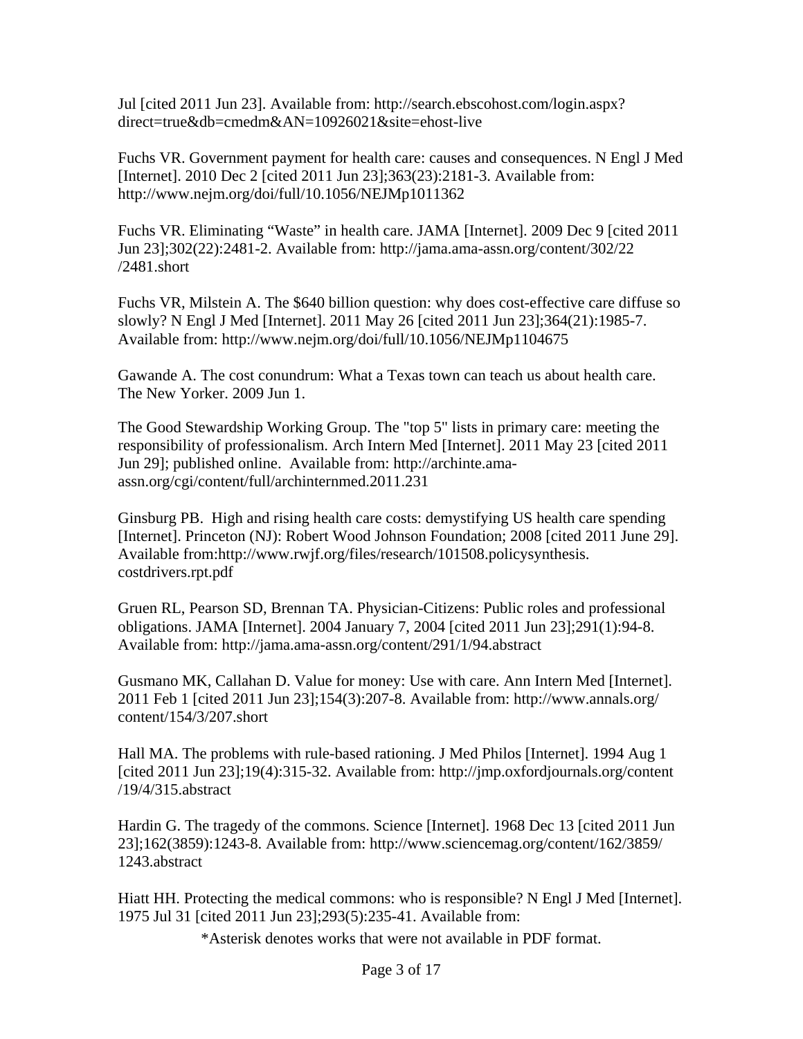Jul [cited 2011 Jun 23]. Available from: http://search.ebscohost.com/login.aspx?direct=true&db=cmedm&AN=10926021&site=ehost-live

Fuchs VR. Government payment for health care: causes and consequences. N Engl J Med [Internet]. 2010 Dec 2 [cited 2011 Jun 23];363(23):2181-3. Available from: http://www.nejm.org/doi/full/10.1056/NEJMp1011362

Fuchs VR. Eliminating "Waste" in health care. JAMA [Internet]. 2009 Dec 9 [cited 2011 Jun 23];302(22):2481-2. Available from: http://jama.ama-assn.org/content/302/22/2481.short

Fuchs VR, Milstein A. The $640 billion question: why does cost-effective care diffuse so slowly? N Engl J Med [Internet]. 2011 May 26 [cited 2011 Jun 23];364(21):1985-7. Available from: http://www.nejm.org/doi/full/10.1056/NEJMp1104675

Gawande A. The cost conundrum: What a Texas town can teach us about health care. The New Yorker. 2009 Jun 1.

The Good Stewardship Working Group. The "top 5" lists in primary care: meeting the responsibility of professionalism. Arch Intern Med [Internet]. 2011 May 23 [cited 2011 Jun 29]; published online. Available from: http://archinte.ama-assn.org/cgi/content/full/archinternmed.2011.231

Ginsburg PB. High and rising health care costs: demystifying US health care spending [Internet]. Princeton (NJ): Robert Wood Johnson Foundation; 2008 [cited 2011 June 29]. Available from:http://www.rwjf.org/files/research/101508.policysynthesis.costdrivers.rpt.pdf

Gruen RL, Pearson SD, Brennan TA. Physician-Citizens: Public roles and professional obligations. JAMA [Internet]. 2004 January 7, 2004 [cited 2011 Jun 23];291(1):94-8. Available from: http://jama.ama-assn.org/content/291/1/94.abstract

Gusmano MK, Callahan D. Value for money: Use with care. Ann Intern Med [Internet]. 2011 Feb 1 [cited 2011 Jun 23];154(3):207-8. Available from: http://www.annals.org/content/154/3/207.short

Hall MA. The problems with rule-based rationing. J Med Philos [Internet]. 1994 Aug 1 [cited 2011 Jun 23];19(4):315-32. Available from: http://jmp.oxfordjournals.org/content/19/4/315.abstract

Hardin G. The tragedy of the commons. Science [Internet]. 1968 Dec 13 [cited 2011 Jun 23];162(3859):1243-8. Available from: http://www.sciencemag.org/content/162/3859/1243.abstract

Hiatt HH. Protecting the medical commons: who is responsible? N Engl J Med [Internet]. 1975 Jul 31 [cited 2011 Jun 23];293(5):235-41. Available from:

*Asterisk denotes works that were not available in PDF format.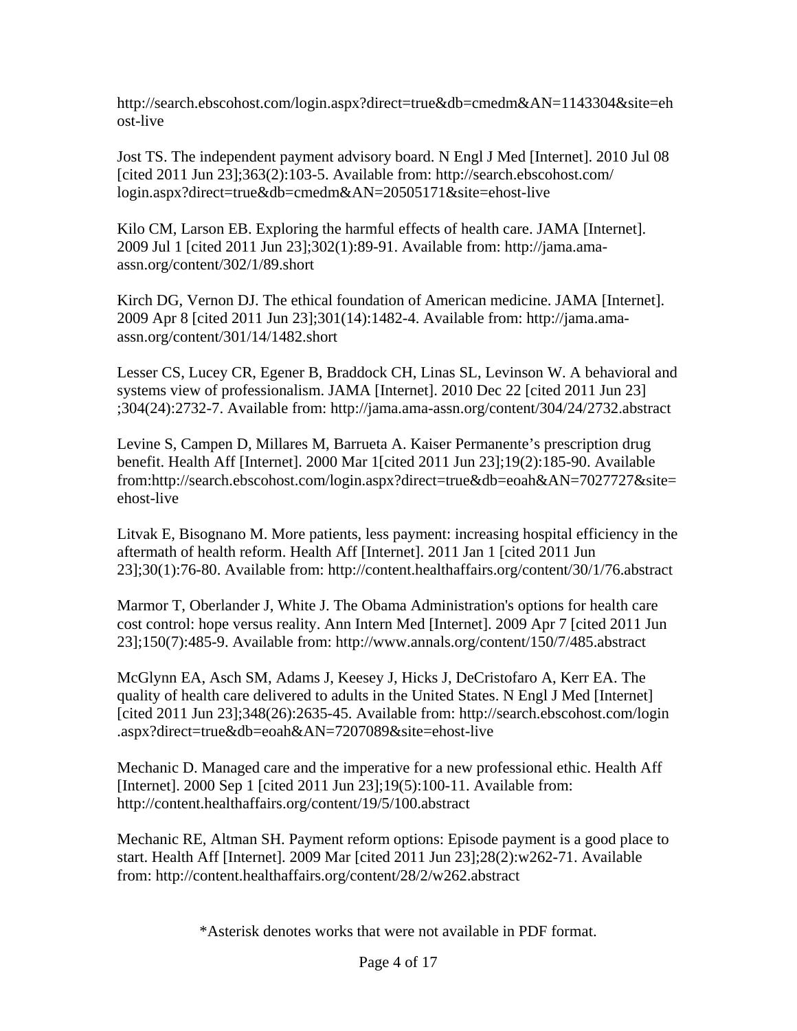http://search.ebscohost.com/login.aspx?direct=true&db=cmedm&AN=1143304&site=ehost-live

Jost TS. The independent payment advisory board. N Engl J Med [Internet]. 2010 Jul 08 [cited 2011 Jun 23];363(2):103-5. Available from: http://search.ebscohost.com/login.aspx?direct=true&db=cmedm&AN=20505171&site=ehost-live

Kilo CM, Larson EB. Exploring the harmful effects of health care. JAMA [Internet]. 2009 Jul 1 [cited 2011 Jun 23];302(1):89-91. Available from: http://jama.ama-assn.org/content/302/1/89.short

Kirch DG, Vernon DJ. The ethical foundation of American medicine. JAMA [Internet]. 2009 Apr 8 [cited 2011 Jun 23];301(14):1482-4. Available from: http://jama.ama-assn.org/content/301/14/1482.short

Lesser CS, Lucey CR, Egener B, Braddock CH, Linas SL, Levinson W. A behavioral and systems view of professionalism. JAMA [Internet]. 2010 Dec 22 [cited 2011 Jun 23];304(24):2732-7. Available from: http://jama.ama-assn.org/content/304/24/2732.abstract

Levine S, Campen D, Millares M, Barrueta A. Kaiser Permanente's prescription drug benefit. Health Aff [Internet]. 2000 Mar 1[cited 2011 Jun 23];19(2):185-90. Available from:http://search.ebscohost.com/login.aspx?direct=true&db=eoah&AN=7027727&site=ehost-live

Litvak E, Bisognano M. More patients, less payment: increasing hospital efficiency in the aftermath of health reform. Health Aff [Internet]. 2011 Jan 1 [cited 2011 Jun 23];30(1):76-80. Available from: http://content.healthaffairs.org/content/30/1/76.abstract

Marmor T, Oberlander J, White J. The Obama Administration's options for health care cost control: hope versus reality. Ann Intern Med [Internet]. 2009 Apr 7 [cited 2011 Jun 23];150(7):485-9. Available from: http://www.annals.org/content/150/7/485.abstract

McGlynn EA, Asch SM, Adams J, Keesey J, Hicks J, DeCristofaro A, Kerr EA. The quality of health care delivered to adults in the United States. N Engl J Med [Internet] [cited 2011 Jun 23];348(26):2635-45. Available from: http://search.ebscohost.com/login.aspx?direct=true&db=eoah&AN=7207089&site=ehost-live

Mechanic D. Managed care and the imperative for a new professional ethic. Health Aff [Internet]. 2000 Sep 1 [cited 2011 Jun 23];19(5):100-11. Available from: http://content.healthaffairs.org/content/19/5/100.abstract

Mechanic RE, Altman SH. Payment reform options: Episode payment is a good place to start. Health Aff [Internet]. 2009 Mar [cited 2011 Jun 23];28(2):w262-71. Available from: http://content.healthaffairs.org/content/28/2/w262.abstract

*Asterisk denotes works that were not available in PDF format.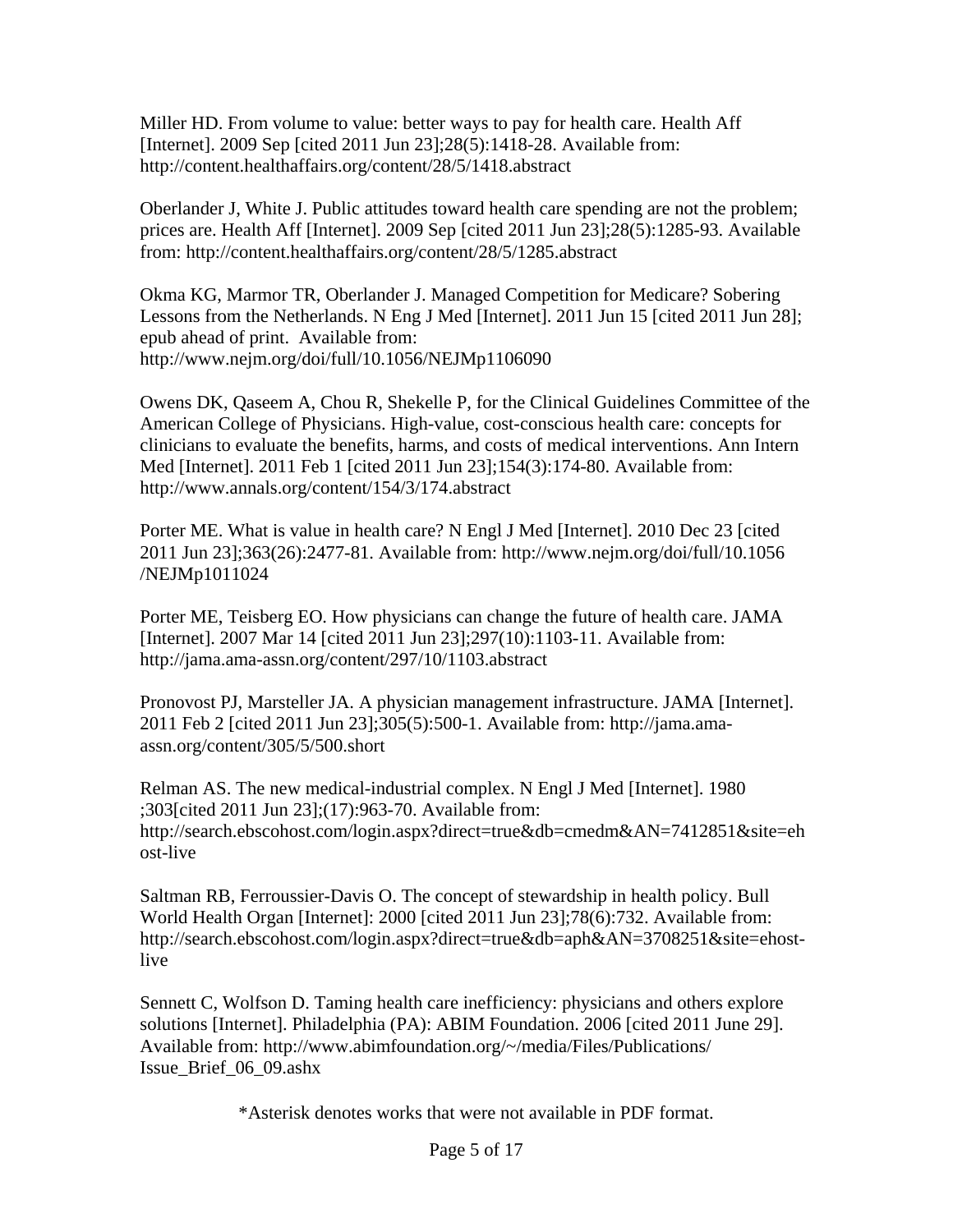Miller HD. From volume to value: better ways to pay for health care. Health Aff [Internet]. 2009 Sep [cited 2011 Jun 23];28(5):1418-28. Available from: http://content.healthaffairs.org/content/28/5/1418.abstract

Oberlander J, White J. Public attitudes toward health care spending are not the problem; prices are. Health Aff [Internet]. 2009 Sep [cited 2011 Jun 23];28(5):1285-93. Available from: http://content.healthaffairs.org/content/28/5/1285.abstract

Okma KG, Marmor TR, Oberlander J. Managed Competition for Medicare? Sobering Lessons from the Netherlands. N Eng J Med [Internet]. 2011 Jun 15 [cited 2011 Jun 28]; epub ahead of print. Available from: http://www.nejm.org/doi/full/10.1056/NEJMp1106090

Owens DK, Qaseem A, Chou R, Shekelle P, for the Clinical Guidelines Committee of the American College of Physicians. High-value, cost-conscious health care: concepts for clinicians to evaluate the benefits, harms, and costs of medical interventions. Ann Intern Med [Internet]. 2011 Feb 1 [cited 2011 Jun 23];154(3):174-80. Available from: http://www.annals.org/content/154/3/174.abstract

Porter ME. What is value in health care? N Engl J Med [Internet]. 2010 Dec 23 [cited 2011 Jun 23];363(26):2477-81. Available from: http://www.nejm.org/doi/full/10.1056/NEJMp1011024

Porter ME, Teisberg EO. How physicians can change the future of health care. JAMA [Internet]. 2007 Mar 14 [cited 2011 Jun 23];297(10):1103-11. Available from: http://jama.ama-assn.org/content/297/10/1103.abstract

Pronovost PJ, Marsteller JA. A physician management infrastructure. JAMA [Internet]. 2011 Feb 2 [cited 2011 Jun 23];305(5):500-1. Available from: http://jama.ama-assn.org/content/305/5/500.short

Relman AS. The new medical-industrial complex. N Engl J Med [Internet]. 1980 ;303[cited 2011 Jun 23];(17):963-70. Available from: http://search.ebscohost.com/login.aspx?direct=true&db=cmedm&AN=7412851&site=ehost-live

Saltman RB, Ferroussier-Davis O. The concept of stewardship in health policy. Bull World Health Organ [Internet]: 2000 [cited 2011 Jun 23];78(6):732. Available from: http://search.ebscohost.com/login.aspx?direct=true&db=aph&AN=3708251&site=ehost-live

Sennett C, Wolfson D. Taming health care inefficiency: physicians and others explore solutions [Internet]. Philadelphia (PA): ABIM Foundation. 2006 [cited 2011 June 29]. Available from: http://www.abimfoundation.org/~/media/Files/Publications/Issue_Brief_06_09.ashx

*Asterisk denotes works that were not available in PDF format.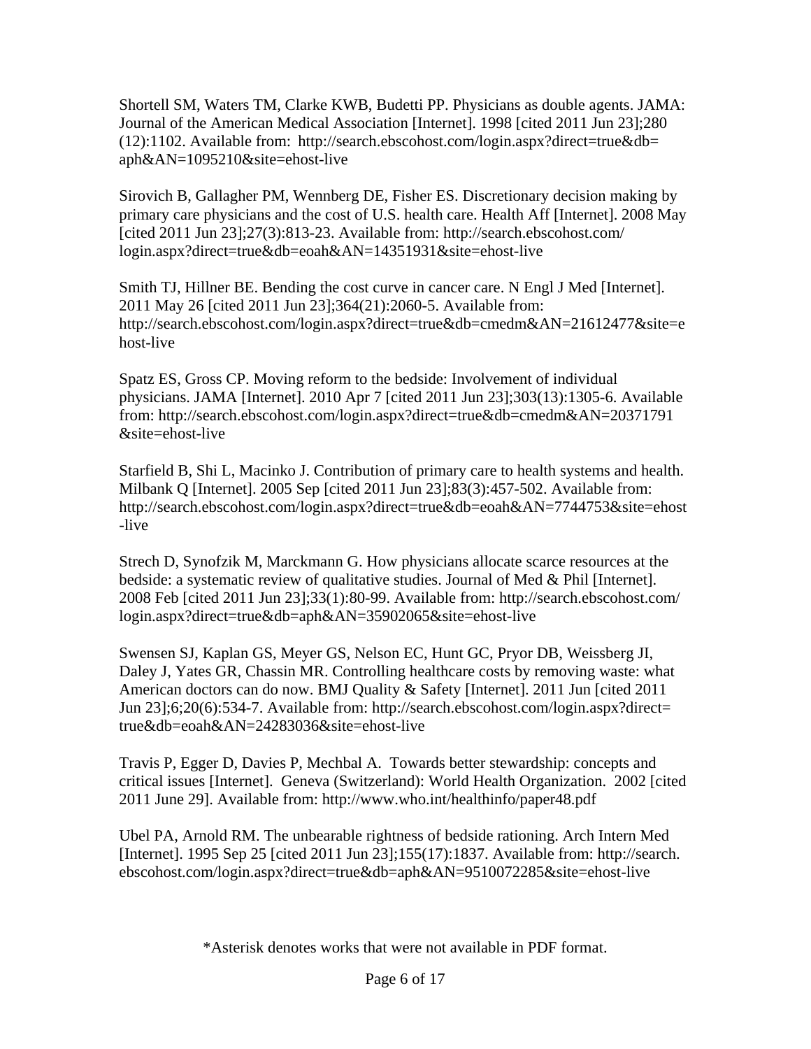Shortell SM, Waters TM, Clarke KWB, Budetti PP. Physicians as double agents. JAMA: Journal of the American Medical Association [Internet]. 1998 [cited 2011 Jun 23];280 (12):1102. Available from: http://search.ebscohost.com/login.aspx?direct=true&db=aph&AN=1095210&site=ehost-live

Sirovich B, Gallagher PM, Wennberg DE, Fisher ES. Discretionary decision making by primary care physicians and the cost of U.S. health care. Health Aff [Internet]. 2008 May [cited 2011 Jun 23];27(3):813-23. Available from: http://search.ebscohost.com/login.aspx?direct=true&db=eoah&AN=14351931&site=ehost-live

Smith TJ, Hillner BE. Bending the cost curve in cancer care. N Engl J Med [Internet]. 2011 May 26 [cited 2011 Jun 23];364(21):2060-5. Available from: http://search.ebscohost.com/login.aspx?direct=true&db=cmedm&AN=21612477&site=ehost-live

Spatz ES, Gross CP. Moving reform to the bedside: Involvement of individual physicians. JAMA [Internet]. 2010 Apr 7 [cited 2011 Jun 23];303(13):1305-6. Available from: http://search.ebscohost.com/login.aspx?direct=true&db=cmedm&AN=20371791&site=ehost-live

Starfield B, Shi L, Macinko J. Contribution of primary care to health systems and health. Milbank Q [Internet]. 2005 Sep [cited 2011 Jun 23];83(3):457-502. Available from: http://search.ebscohost.com/login.aspx?direct=true&db=eoah&AN=7744753&site=ehost-live

Strech D, Synofzik M, Marckmann G. How physicians allocate scarce resources at the bedside: a systematic review of qualitative studies. Journal of Med & Phil [Internet]. 2008 Feb [cited 2011 Jun 23];33(1):80-99. Available from: http://search.ebscohost.com/login.aspx?direct=true&db=aph&AN=35902065&site=ehost-live

Swensen SJ, Kaplan GS, Meyer GS, Nelson EC, Hunt GC, Pryor DB, Weissberg JI, Daley J, Yates GR, Chassin MR. Controlling healthcare costs by removing waste: what American doctors can do now. BMJ Quality & Safety [Internet]. 2011 Jun [cited 2011 Jun 23];6;20(6):534-7. Available from: http://search.ebscohost.com/login.aspx?direct=true&db=eoah&AN=24283036&site=ehost-live

Travis P, Egger D, Davies P, Mechbal A. Towards better stewardship: concepts and critical issues [Internet]. Geneva (Switzerland): World Health Organization. 2002 [cited 2011 June 29]. Available from: http://www.who.int/healthinfo/paper48.pdf

Ubel PA, Arnold RM. The unbearable rightness of bedside rationing. Arch Intern Med [Internet]. 1995 Sep 25 [cited 2011 Jun 23];155(17):1837. Available from: http://search.ebscohost.com/login.aspx?direct=true&db=aph&AN=9510072285&site=ehost-live

*Asterisk denotes works that were not available in PDF format.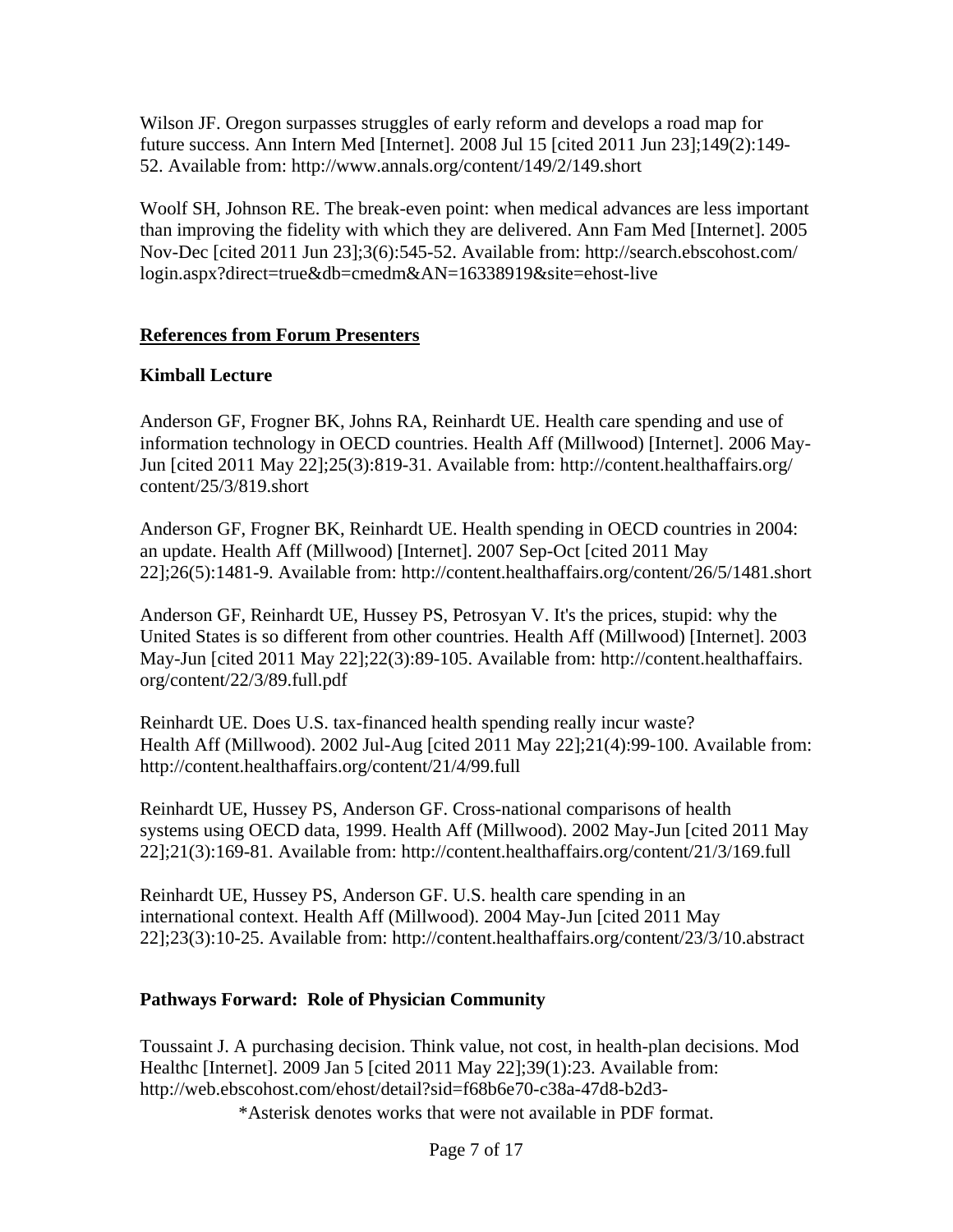Wilson JF. Oregon surpasses struggles of early reform and develops a road map for future success. Ann Intern Med [Internet]. 2008 Jul 15 [cited 2011 Jun 23];149(2):149-52. Available from: http://www.annals.org/content/149/2/149.short

Woolf SH, Johnson RE. The break-even point: when medical advances are less important than improving the fidelity with which they are delivered. Ann Fam Med [Internet]. 2005 Nov-Dec [cited 2011 Jun 23];3(6):545-52. Available from: http://search.ebscohost.com/login.aspx?direct=true&db=cmedm&AN=16338919&site=ehost-live

## <u>References from Forum Presenters</u>

### Kimball Lecture

Anderson GF, Frogner BK, Johns RA, Reinhardt UE. Health care spending and use of information technology in OECD countries. Health Aff (Millwood) [Internet]. 2006 May-Jun [cited 2011 May 22];25(3):819-31. Available from: http://content.healthaffairs.org/content/25/3/819.short

Anderson GF, Frogner BK, Reinhardt UE. Health spending in OECD countries in 2004: an update. Health Aff (Millwood) [Internet]. 2007 Sep-Oct [cited 2011 May 22];26(5):1481-9. Available from: http://content.healthaffairs.org/content/26/5/1481.short

Anderson GF, Reinhardt UE, Hussey PS, Petrosyan V. It's the prices, stupid: why the United States is so different from other countries. Health Aff (Millwood) [Internet]. 2003 May-Jun [cited 2011 May 22];22(3):89-105. Available from: http://content.healthaffairs.org/content/22/3/89.full.pdf

Reinhardt UE. Does U.S. tax-financed health spending really incur waste? Health Aff (Millwood). 2002 Jul-Aug [cited 2011 May 22];21(4):99-100. Available from: http://content.healthaffairs.org/content/21/4/99.full

Reinhardt UE, Hussey PS, Anderson GF. Cross-national comparisons of health systems using OECD data, 1999. Health Aff (Millwood). 2002 May-Jun [cited 2011 May 22];21(3):169-81. Available from: http://content.healthaffairs.org/content/21/3/169.full

Reinhardt UE, Hussey PS, Anderson GF. U.S. health care spending in an international context. Health Aff (Millwood). 2004 May-Jun [cited 2011 May 22];23(3):10-25. Available from: http://content.healthaffairs.org/content/23/3/10.abstract

### Pathways Forward: Role of Physician Community

Toussaint J. A purchasing decision. Think value, not cost, in health-plan decisions. Mod Healthc [Internet]. 2009 Jan 5 [cited 2011 May 22];39(1):23. Available from: http://web.ebscohost.com/ehost/detail?sid=f68b6e70-c38a-47d8-b2d3-

*Asterisk denotes works that were not available in PDF format.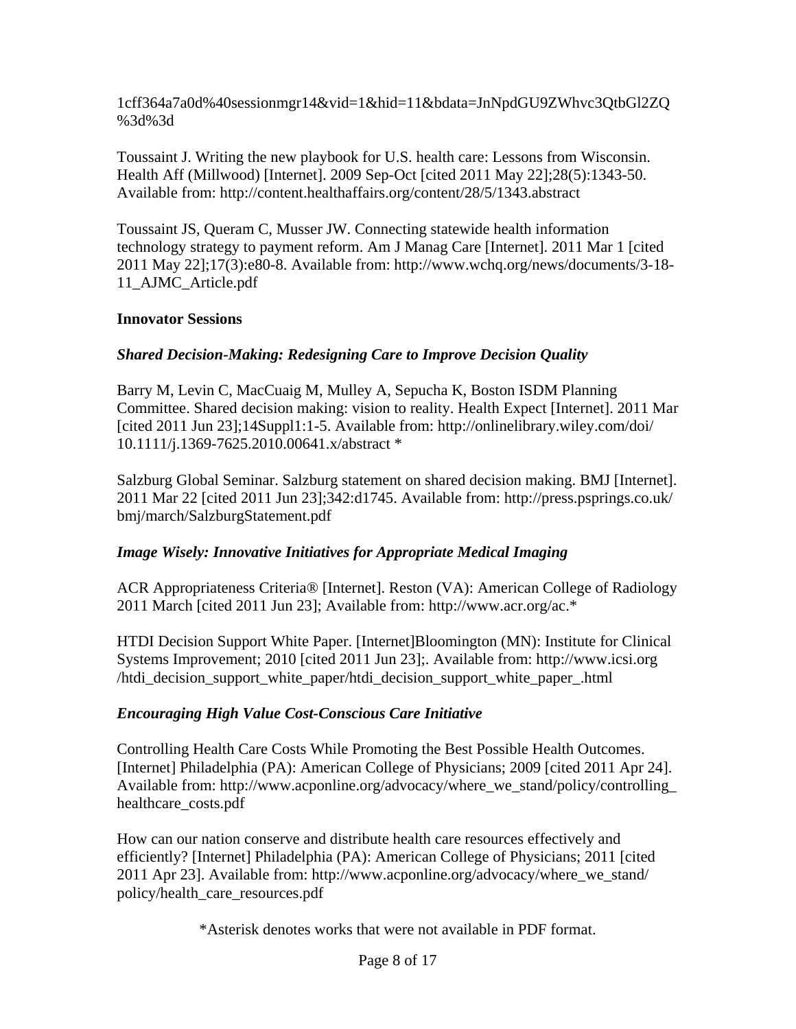1cff364a7a0d%40sessionmgr14&vid=1&hid=11&bdata=JnNpdGU9ZWhvc3QtbGl2ZQ%3d%3d

Toussaint J. Writing the new playbook for U.S. health care: Lessons from Wisconsin. Health Aff (Millwood) [Internet]. 2009 Sep-Oct [cited 2011 May 22];28(5):1343-50. Available from: http://content.healthaffairs.org/content/28/5/1343.abstract

Toussaint JS, Queram C, Musser JW. Connecting statewide health information technology strategy to payment reform. Am J Manag Care [Internet]. 2011 Mar 1 [cited 2011 May 22];17(3):e80-8. Available from: http://www.wchq.org/news/documents/3-18-11_AJMC_Article.pdf

**Innovator Sessions**

***Shared Decision-Making: Redesigning Care to Improve Decision Quality***

Barry M, Levin C, MacCuaig M, Mulley A, Sepucha K, Boston ISDM Planning Committee. Shared decision making: vision to reality. Health Expect [Internet]. 2011 Mar [cited 2011 Jun 23];14Suppl1:1-5. Available from: http://onlinelibrary.wiley.com/doi/10.1111/j.1369-7625.2010.00641.x/abstract *

Salzburg Global Seminar. Salzburg statement on shared decision making. BMJ [Internet]. 2011 Mar 22 [cited 2011 Jun 23];342:d1745. Available from: http://press.psprings.co.uk/bmj/march/SalzburgStatement.pdf

***Image Wisely: Innovative Initiatives for Appropriate Medical Imaging***

ACR Appropriateness Criteria® [Internet]. Reston (VA): American College of Radiology 2011 March [cited 2011 Jun 23]; Available from: http://www.acr.org/ac.*

HTDI Decision Support White Paper. [Internet]Bloomington (MN): Institute for Clinical Systems Improvement; 2010 [cited 2011 Jun 23];. Available from: http://www.icsi.org/htdi_decision_support_white_paper/htdi_decision_support_white_paper_.html

***Encouraging High Value Cost-Conscious Care Initiative***

Controlling Health Care Costs While Promoting the Best Possible Health Outcomes. [Internet] Philadelphia (PA): American College of Physicians; 2009 [cited 2011 Apr 24]. Available from: http://www.acponline.org/advocacy/where_we_stand/policy/controlling_healthcare_costs.pdf

How can our nation conserve and distribute health care resources effectively and efficiently? [Internet] Philadelphia (PA): American College of Physicians; 2011 [cited 2011 Apr 23]. Available from: http://www.acponline.org/advocacy/where_we_stand/policy/health_care_resources.pdf

*Asterisk denotes works that were not available in PDF format.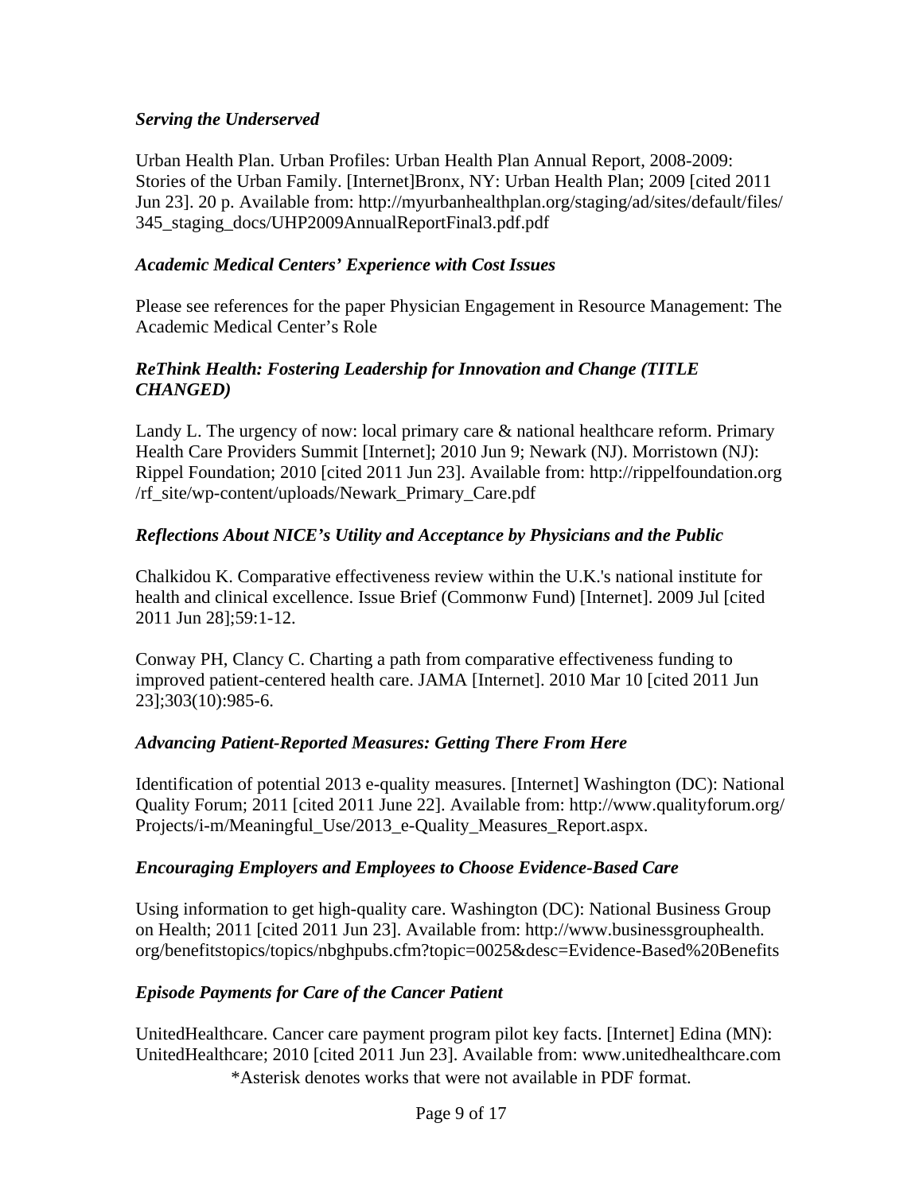*Serving the Underserved*

Urban Health Plan. Urban Profiles: Urban Health Plan Annual Report, 2008-2009: Stories of the Urban Family. [Internet]Bronx, NY: Urban Health Plan; 2009 [cited 2011 Jun 23]. 20 p. Available from: http://myurbanhealthplan.org/staging/ad/sites/default/files/345_staging_docs/UHP2009AnnualReportFinal3.pdf.pdf

*Academic Medical Centers' Experience with Cost Issues*

Please see references for the paper Physician Engagement in Resource Management: The Academic Medical Center's Role

*ReThink Health: Fostering Leadership for Innovation and Change (TITLE CHANGED)*

Landy L. The urgency of now: local primary care & national healthcare reform. Primary Health Care Providers Summit [Internet]; 2010 Jun 9; Newark (NJ). Morristown (NJ): Rippel Foundation; 2010 [cited 2011 Jun 23]. Available from: http://rippelfoundation.org/rf_site/wp-content/uploads/Newark_Primary_Care.pdf

*Reflections About NICE's Utility and Acceptance by Physicians and the Public*

Chalkidou K. Comparative effectiveness review within the U.K.'s national institute for health and clinical excellence. Issue Brief (Commonw Fund) [Internet]. 2009 Jul [cited 2011 Jun 28];59:1-12.

Conway PH, Clancy C. Charting a path from comparative effectiveness funding to improved patient-centered health care. JAMA [Internet]. 2010 Mar 10 [cited 2011 Jun 23];303(10):985-6.

*Advancing Patient-Reported Measures: Getting There From Here*

Identification of potential 2013 e-quality measures. [Internet] Washington (DC): National Quality Forum; 2011 [cited 2011 June 22]. Available from: http://www.qualityforum.org/Projects/i-m/Meaningful_Use/2013_e-Quality_Measures_Report.aspx.

*Encouraging Employers and Employees to Choose Evidence-Based Care*

Using information to get high-quality care. Washington (DC): National Business Group on Health; 2011 [cited 2011 Jun 23]. Available from: http://www.businessgrouphealth.org/benefitstopics/topics/nbghpubs.cfm?topic=0025&desc=Evidence-Based%20Benefits

*Episode Payments for Care of the Cancer Patient*

UnitedHealthcare. Cancer care payment program pilot key facts. [Internet] Edina (MN): UnitedHealthcare; 2010 [cited 2011 Jun 23]. Available from: www.unitedhealthcare.com

*Asterisk denotes works that were not available in PDF format.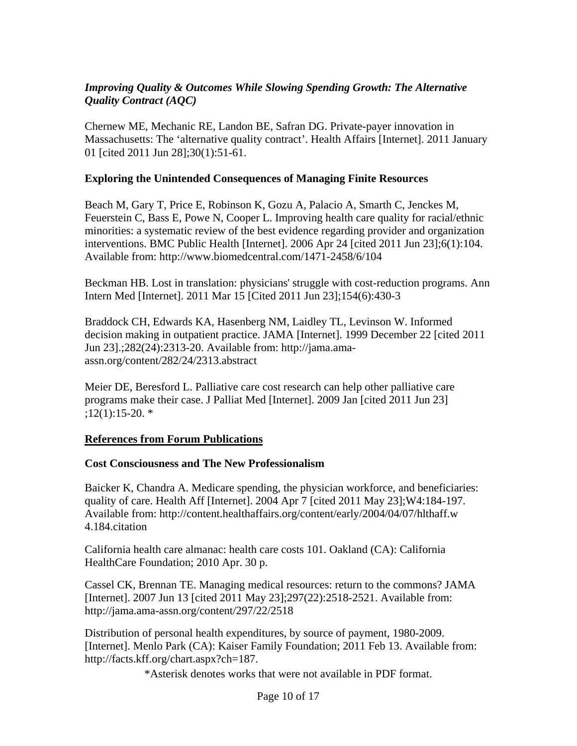***Improving Quality & Outcomes While Slowing Spending Growth: The Alternative Quality Contract (AQC)***

Chernew ME, Mechanic RE, Landon BE, Safran DG. Private-payer innovation in Massachusetts: The 'alternative quality contract'. Health Affairs [Internet]. 2011 January 01 [cited 2011 Jun 28];30(1):51-61.

**Exploring the Unintended Consequences of Managing Finite Resources**

Beach M, Gary T, Price E, Robinson K, Gozu A, Palacio A, Smarth C, Jenckes M, Feuerstein C, Bass E, Powe N, Cooper L. Improving health care quality for racial/ethnic minorities: a systematic review of the best evidence regarding provider and organization interventions. BMC Public Health [Internet]. 2006 Apr 24 [cited 2011 Jun 23];6(1):104. Available from: http://www.biomedcentral.com/1471-2458/6/104

Beckman HB. Lost in translation: physicians' struggle with cost-reduction programs. Ann Intern Med [Internet]. 2011 Mar 15 [Cited 2011 Jun 23];154(6):430-3

Braddock CH, Edwards KA, Hasenberg NM, Laidley TL, Levinson W. Informed decision making in outpatient practice. JAMA [Internet]. 1999 December 22 [cited 2011 Jun 23].;282(24):2313-20. Available from: http://jama.ama-assn.org/content/282/24/2313.abstract

Meier DE, Beresford L. Palliative care cost research can help other palliative care programs make their case. J Palliat Med [Internet]. 2009 Jan [cited 2011 Jun 23] ;12(1):15-20. *

**<u>References from Forum Publications</u>**

**Cost Consciousness and The New Professionalism**

Baicker K, Chandra A. Medicare spending, the physician workforce, and beneficiaries: quality of care. Health Aff [Internet]. 2004 Apr 7 [cited 2011 May 23];W4:184-197. Available from: http://content.healthaffairs.org/content/early/2004/04/07/hlthaff.w4.184.citation

California health care almanac: health care costs 101. Oakland (CA): California HealthCare Foundation; 2010 Apr. 30 p.

Cassel CK, Brennan TE. Managing medical resources: return to the commons? JAMA [Internet]. 2007 Jun 13 [cited 2011 May 23];297(22):2518-2521. Available from: http://jama.ama-assn.org/content/297/22/2518

Distribution of personal health expenditures, by source of payment, 1980-2009. [Internet]. Menlo Park (CA): Kaiser Family Foundation; 2011 Feb 13. Available from: http://facts.kff.org/chart.aspx?ch=187.

*Asterisk denotes works that were not available in PDF format.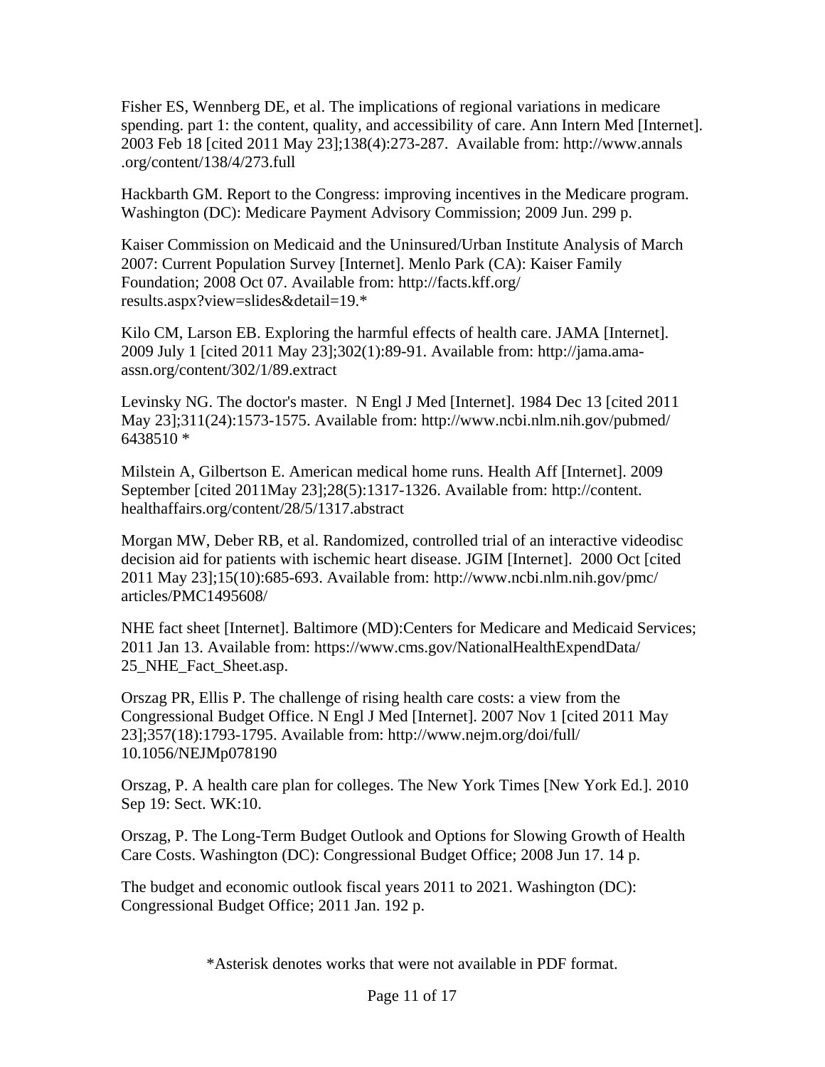Fisher ES, Wennberg DE, et al. The implications of regional variations in medicare spending. part 1: the content, quality, and accessibility of care. Ann Intern Med [Internet]. 2003 Feb 18 [cited 2011 May 23];138(4):273-287. Available from: http://www.annals .org/content/138/4/273.full

Hackbarth GM. Report to the Congress: improving incentives in the Medicare program. Washington (DC): Medicare Payment Advisory Commission; 2009 Jun. 299 p.

Kaiser Commission on Medicaid and the Uninsured/Urban Institute Analysis of March 2007: Current Population Survey [Internet]. Menlo Park (CA): Kaiser Family Foundation; 2008 Oct 07. Available from: http://facts.kff.org/ results.aspx?view=slides&detail=19.*

Kilo CM, Larson EB. Exploring the harmful effects of health care. JAMA [Internet]. 2009 July 1 [cited 2011 May 23];302(1):89-91. Available from: http://jama.ama-assn.org/content/302/1/89.extract

Levinsky NG. The doctor's master. N Engl J Med [Internet]. 1984 Dec 13 [cited 2011 May 23];311(24):1573-1575. Available from: http://www.ncbi.nlm.nih.gov/pubmed/ 6438510 *

Milstein A, Gilbertson E. American medical home runs. Health Aff [Internet]. 2009 September [cited 2011May 23];28(5):1317-1326. Available from: http://content. healthaffairs.org/content/28/5/1317.abstract

Morgan MW, Deber RB, et al. Randomized, controlled trial of an interactive videodisc decision aid for patients with ischemic heart disease. JGIM [Internet]. 2000 Oct [cited 2011 May 23];15(10):685-693. Available from: http://www.ncbi.nlm.nih.gov/pmc/ articles/PMC1495608/

NHE fact sheet [Internet]. Baltimore (MD):Centers for Medicare and Medicaid Services; 2011 Jan 13. Available from: https://www.cms.gov/NationalHealthExpendData/ 25_NHE_Fact_Sheet.asp.

Orszag PR, Ellis P. The challenge of rising health care costs: a view from the Congressional Budget Office. N Engl J Med [Internet]. 2007 Nov 1 [cited 2011 May 23];357(18):1793-1795. Available from: http://www.nejm.org/doi/full/ 10.1056/NEJMp078190

Orszag, P. A health care plan for colleges. The New York Times [New York Ed.]. 2010 Sep 19: Sect. WK:10.

Orszag, P. The Long-Term Budget Outlook and Options for Slowing Growth of Health Care Costs. Washington (DC): Congressional Budget Office; 2008 Jun 17. 14 p.

The budget and economic outlook fiscal years 2011 to 2021. Washington (DC): Congressional Budget Office; 2011 Jan. 192 p.

*Asterisk denotes works that were not available in PDF format.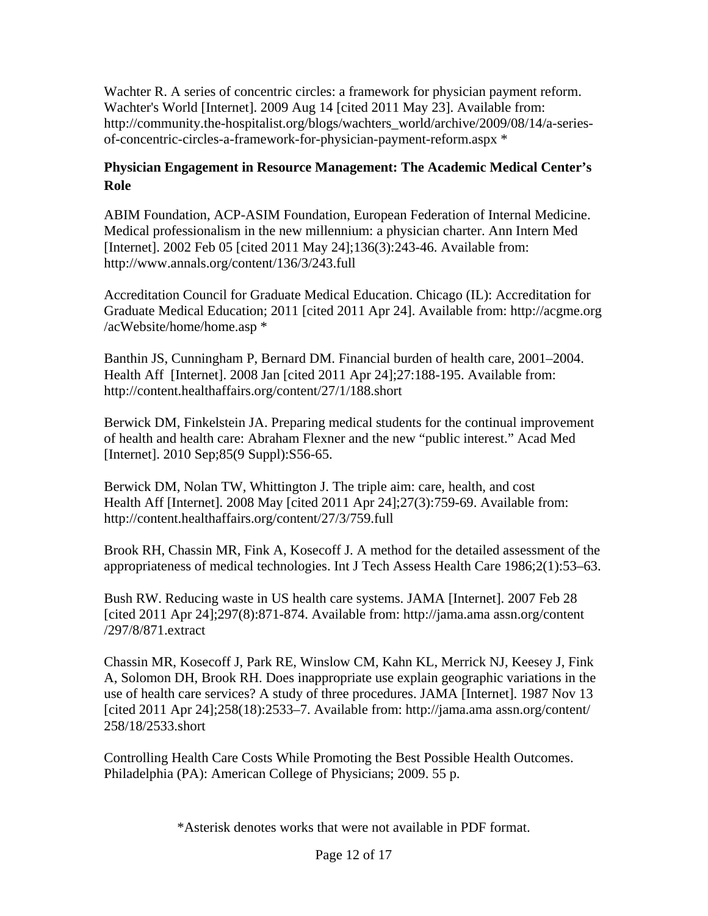Wachter R. A series of concentric circles: a framework for physician payment reform. Wachter's World [Internet]. 2009 Aug 14 [cited 2011 May 23]. Available from: http://community.the-hospitalist.org/blogs/wachters_world/archive/2009/08/14/a-series-of-concentric-circles-a-framework-for-physician-payment-reform.aspx *

**Physician Engagement in Resource Management: The Academic Medical Center's Role**

ABIM Foundation, ACP-ASIM Foundation, European Federation of Internal Medicine. Medical professionalism in the new millennium: a physician charter. Ann Intern Med [Internet]. 2002 Feb 05 [cited 2011 May 24];136(3):243-46. Available from: http://www.annals.org/content/136/3/243.full

Accreditation Council for Graduate Medical Education. Chicago (IL): Accreditation for Graduate Medical Education; 2011 [cited 2011 Apr 24]. Available from: http://acgme.org /acWebsite/home/home.asp *

Banthin JS, Cunningham P, Bernard DM. Financial burden of health care, 2001–2004. Health Aff [Internet]. 2008 Jan [cited 2011 Apr 24];27:188-195. Available from: http://content.healthaffairs.org/content/27/1/188.short

Berwick DM, Finkelstein JA. Preparing medical students for the continual improvement of health and health care: Abraham Flexner and the new "public interest." Acad Med [Internet]. 2010 Sep;85(9 Suppl):S56-65.

Berwick DM, Nolan TW, Whittington J. The triple aim: care, health, and cost Health Aff [Internet]. 2008 May [cited 2011 Apr 24];27(3):759-69. Available from: http://content.healthaffairs.org/content/27/3/759.full

Brook RH, Chassin MR, Fink A, Kosecoff J. A method for the detailed assessment of the appropriateness of medical technologies. Int J Tech Assess Health Care 1986;2(1):53–63.

Bush RW. Reducing waste in US health care systems. JAMA [Internet]. 2007 Feb 28 [cited 2011 Apr 24];297(8):871-874. Available from: http://jama.ama assn.org/content /297/8/871.extract

Chassin MR, Kosecoff J, Park RE, Winslow CM, Kahn KL, Merrick NJ, Keesey J, Fink A, Solomon DH, Brook RH. Does inappropriate use explain geographic variations in the use of health care services? A study of three procedures. JAMA [Internet]. 1987 Nov 13 [cited 2011 Apr 24];258(18):2533–7. Available from: http://jama.ama assn.org/content/ 258/18/2533.short

Controlling Health Care Costs While Promoting the Best Possible Health Outcomes. Philadelphia (PA): American College of Physicians; 2009. 55 p.

*Asterisk denotes works that were not available in PDF format.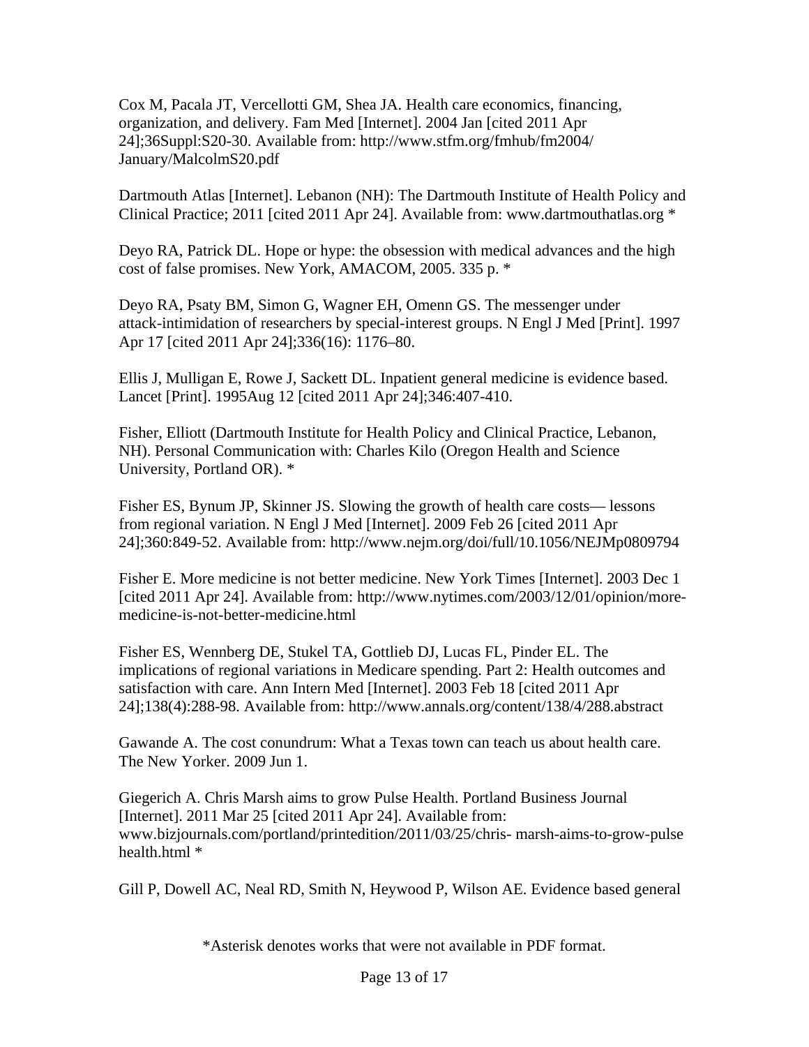Cox M, Pacala JT, Vercellotti GM, Shea JA. Health care economics, financing, organization, and delivery. Fam Med [Internet]. 2004 Jan [cited 2011 Apr 24];36Suppl:S20-30. Available from: http://www.stfm.org/fmhub/fm2004/January/MalcolmS20.pdf

Dartmouth Atlas [Internet]. Lebanon (NH): The Dartmouth Institute of Health Policy and Clinical Practice; 2011 [cited 2011 Apr 24]. Available from: www.dartmouthatlas.org *

Deyo RA, Patrick DL. Hope or hype: the obsession with medical advances and the high cost of false promises. New York, AMACOM, 2005. 335 p. *

Deyo RA, Psaty BM, Simon G, Wagner EH, Omenn GS. The messenger under attack-intimidation of researchers by special-interest groups. N Engl J Med [Print]. 1997 Apr 17 [cited 2011 Apr 24];336(16): 1176–80.

Ellis J, Mulligan E, Rowe J, Sackett DL. Inpatient general medicine is evidence based. Lancet [Print]. 1995Aug 12 [cited 2011 Apr 24];346:407-410.

Fisher, Elliott (Dartmouth Institute for Health Policy and Clinical Practice, Lebanon, NH). Personal Communication with: Charles Kilo (Oregon Health and Science University, Portland OR). *

Fisher ES, Bynum JP, Skinner JS. Slowing the growth of health care costs— lessons from regional variation. N Engl J Med [Internet]. 2009 Feb 26 [cited 2011 Apr 24];360:849-52. Available from: http://www.nejm.org/doi/full/10.1056/NEJMp0809794

Fisher E. More medicine is not better medicine. New York Times [Internet]. 2003 Dec 1 [cited 2011 Apr 24]. Available from: http://www.nytimes.com/2003/12/01/opinion/more-medicine-is-not-better-medicine.html

Fisher ES, Wennberg DE, Stukel TA, Gottlieb DJ, Lucas FL, Pinder EL. The implications of regional variations in Medicare spending. Part 2: Health outcomes and satisfaction with care. Ann Intern Med [Internet]. 2003 Feb 18 [cited 2011 Apr 24];138(4):288-98. Available from: http://www.annals.org/content/138/4/288.abstract

Gawande A. The cost conundrum: What a Texas town can teach us about health care. The New Yorker. 2009 Jun 1.

Giegerich A. Chris Marsh aims to grow Pulse Health. Portland Business Journal [Internet]. 2011 Mar 25 [cited 2011 Apr 24]. Available from: www.bizjournals.com/portland/printedition/2011/03/25/chris- marsh-aims-to-grow-pulse health.html *

Gill P, Dowell AC, Neal RD, Smith N, Heywood P, Wilson AE. Evidence based general

*Asterisk denotes works that were not available in PDF format.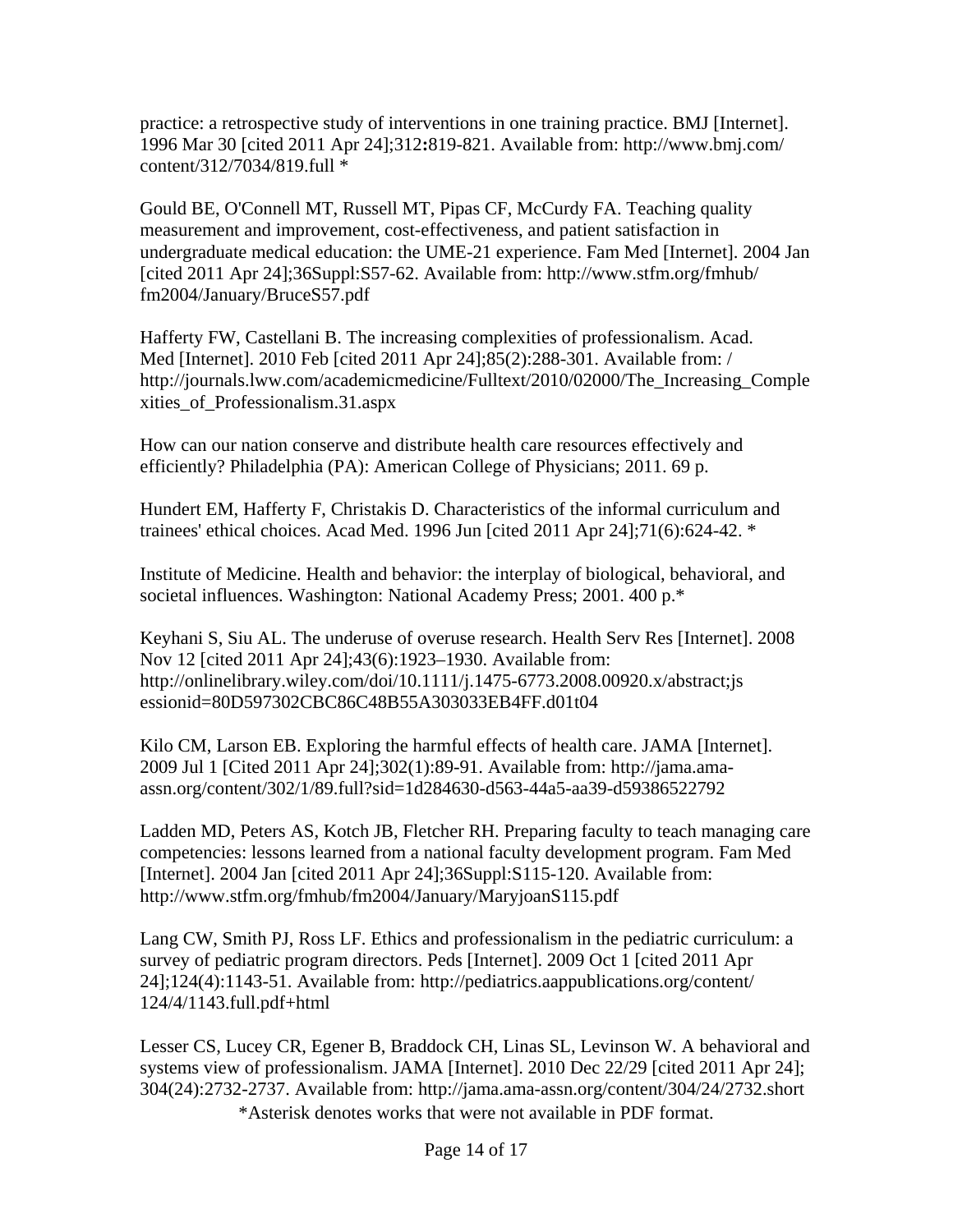practice: a retrospective study of interventions in one training practice. BMJ [Internet]. 1996 Mar 30 [cited 2011 Apr 24];312:819-821. Available from: http://www.bmj.com/content/312/7034/819.full *

Gould BE, O'Connell MT, Russell MT, Pipas CF, McCurdy FA. Teaching quality measurement and improvement, cost-effectiveness, and patient satisfaction in undergraduate medical education: the UME-21 experience. Fam Med [Internet]. 2004 Jan [cited 2011 Apr 24];36Suppl:S57-62. Available from: http://www.stfm.org/fmhub/fm2004/January/BruceS57.pdf

Hafferty FW, Castellani B. The increasing complexities of professionalism. Acad. Med [Internet]. 2010 Feb [cited 2011 Apr 24];85(2):288-301. Available from: / http://journals.lww.com/academicmedicine/Fulltext/2010/02000/The_Increasing_Complexities_of_Professionalism.31.aspx

How can our nation conserve and distribute health care resources effectively and efficiently? Philadelphia (PA): American College of Physicians; 2011. 69 p.

Hundert EM, Hafferty F, Christakis D. Characteristics of the informal curriculum and trainees' ethical choices. Acad Med. 1996 Jun [cited 2011 Apr 24];71(6):624-42. *

Institute of Medicine. Health and behavior: the interplay of biological, behavioral, and societal influences. Washington: National Academy Press; 2001. 400 p.*

Keyhani S, Siu AL. The underuse of overuse research. Health Serv Res [Internet]. 2008 Nov 12 [cited 2011 Apr 24];43(6):1923–1930. Available from: http://onlinelibrary.wiley.com/doi/10.1111/j.1475-6773.2008.00920.x/abstract;jsessionid=80D597302CBC86C48B55A303033EB4FF.d01t04

Kilo CM, Larson EB. Exploring the harmful effects of health care. JAMA [Internet]. 2009 Jul 1 [Cited 2011 Apr 24];302(1):89-91. Available from: http://jama.ama-assn.org/content/302/1/89.full?sid=1d284630-d563-44a5-aa39-d59386522792

Ladden MD, Peters AS, Kotch JB, Fletcher RH. Preparing faculty to teach managing care competencies: lessons learned from a national faculty development program. Fam Med [Internet]. 2004 Jan [cited 2011 Apr 24];36Suppl:S115-120. Available from: http://www.stfm.org/fmhub/fm2004/January/MaryjoanS115.pdf

Lang CW, Smith PJ, Ross LF. Ethics and professionalism in the pediatric curriculum: a survey of pediatric program directors. Peds [Internet]. 2009 Oct 1 [cited 2011 Apr 24];124(4):1143-51. Available from: http://pediatrics.aappublications.org/content/124/4/1143.full.pdf+html

Lesser CS, Lucey CR, Egener B, Braddock CH, Linas SL, Levinson W. A behavioral and systems view of professionalism. JAMA [Internet]. 2010 Dec 22/29 [cited 2011 Apr 24]; 304(24):2732-2737. Available from: http://jama.ama-assn.org/content/304/24/2732.short

*Asterisk denotes works that were not available in PDF format.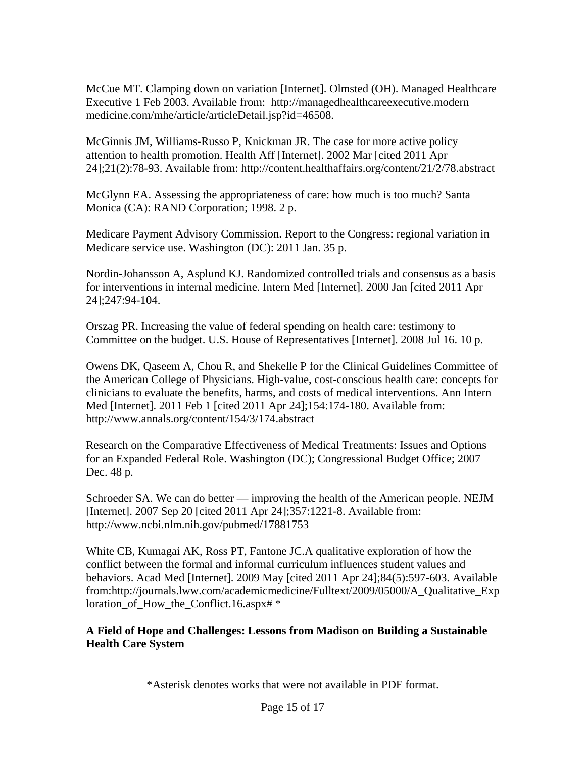McCue MT. Clamping down on variation [Internet]. Olmsted (OH). Managed Healthcare Executive 1 Feb 2003. Available from: http://managedhealthcareexecutive.modern medicine.com/mhe/article/articleDetail.jsp?id=46508.

McGinnis JM, Williams-Russo P, Knickman JR. The case for more active policy attention to health promotion. Health Aff [Internet]. 2002 Mar [cited 2011 Apr 24];21(2):78-93. Available from: http://content.healthaffairs.org/content/21/2/78.abstract

McGlynn EA. Assessing the appropriateness of care: how much is too much? Santa Monica (CA): RAND Corporation; 1998. 2 p.

Medicare Payment Advisory Commission. Report to the Congress: regional variation in Medicare service use. Washington (DC): 2011 Jan. 35 p.

Nordin-Johansson A, Asplund KJ. Randomized controlled trials and consensus as a basis for interventions in internal medicine. Intern Med [Internet]. 2000 Jan [cited 2011 Apr 24];247:94-104.

Orszag PR. Increasing the value of federal spending on health care: testimony to Committee on the budget. U.S. House of Representatives [Internet]. 2008 Jul 16. 10 p.

Owens DK, Qaseem A, Chou R, and Shekelle P for the Clinical Guidelines Committee of the American College of Physicians. High-value, cost-conscious health care: concepts for clinicians to evaluate the benefits, harms, and costs of medical interventions. Ann Intern Med [Internet]. 2011 Feb 1 [cited 2011 Apr 24];154:174-180. Available from: http://www.annals.org/content/154/3/174.abstract

Research on the Comparative Effectiveness of Medical Treatments: Issues and Options for an Expanded Federal Role. Washington (DC); Congressional Budget Office; 2007 Dec. 48 p.

Schroeder SA. We can do better — improving the health of the American people. NEJM [Internet]. 2007 Sep 20 [cited 2011 Apr 24];357:1221-8. Available from: http://www.ncbi.nlm.nih.gov/pubmed/17881753

White CB, Kumagai AK, Ross PT, Fantone JC.A qualitative exploration of how the conflict between the formal and informal curriculum influences student values and behaviors. Acad Med [Internet]. 2009 May [cited 2011 Apr 24];84(5):597-603. Available from:http://journals.lww.com/academicmedicine/Fulltext/2009/05000/A_Qualitative_Exploration_of_How_the_Conflict.16.aspx# *

**A Field of Hope and Challenges: Lessons from Madison on Building a Sustainable Health Care System**

*Asterisk denotes works that were not available in PDF format.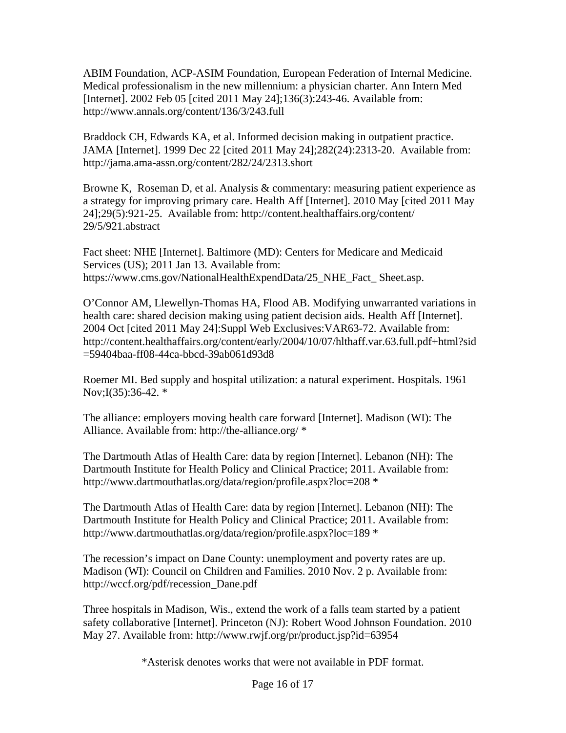ABIM Foundation, ACP-ASIM Foundation, European Federation of Internal Medicine. Medical professionalism in the new millennium: a physician charter. Ann Intern Med [Internet]. 2002 Feb 05 [cited 2011 May 24];136(3):243-46. Available from: http://www.annals.org/content/136/3/243.full

Braddock CH, Edwards KA, et al. Informed decision making in outpatient practice. JAMA [Internet]. 1999 Dec 22 [cited 2011 May 24];282(24):2313-20. Available from: http://jama.ama-assn.org/content/282/24/2313.short

Browne K, Roseman D, et al. Analysis & commentary: measuring patient experience as a strategy for improving primary care. Health Aff [Internet]. 2010 May [cited 2011 May 24];29(5):921-25. Available from: http://content.healthaffairs.org/content/29/5/921.abstract

Fact sheet: NHE [Internet]. Baltimore (MD): Centers for Medicare and Medicaid Services (US); 2011 Jan 13. Available from: https://www.cms.gov/NationalHealthExpendData/25_NHE_Fact_ Sheet.asp.

O'Connor AM, Llewellyn-Thomas HA, Flood AB. Modifying unwarranted variations in health care: shared decision making using patient decision aids. Health Aff [Internet]. 2004 Oct [cited 2011 May 24]:Suppl Web Exclusives:VAR63-72. Available from: http://content.healthaffairs.org/content/early/2004/10/07/hlthaff.var.63.full.pdf+html?sid=59404baa-ff08-44ca-bbcd-39ab061d93d8

Roemer MI. Bed supply and hospital utilization: a natural experiment. Hospitals. 1961 Nov;I(35):36-42. *

The alliance: employers moving health care forward [Internet]. Madison (WI): The Alliance. Available from: http://the-alliance.org/ *

The Dartmouth Atlas of Health Care: data by region [Internet]. Lebanon (NH): The Dartmouth Institute for Health Policy and Clinical Practice; 2011. Available from: http://www.dartmouthatlas.org/data/region/profile.aspx?loc=208 *

The Dartmouth Atlas of Health Care: data by region [Internet]. Lebanon (NH): The Dartmouth Institute for Health Policy and Clinical Practice; 2011. Available from: http://www.dartmouthatlas.org/data/region/profile.aspx?loc=189 *

The recession's impact on Dane County: unemployment and poverty rates are up. Madison (WI): Council on Children and Families. 2010 Nov. 2 p. Available from: http://wccf.org/pdf/recession_Dane.pdf

Three hospitals in Madison, Wis., extend the work of a falls team started by a patient safety collaborative [Internet]. Princeton (NJ): Robert Wood Johnson Foundation. 2010 May 27. Available from: http://www.rwjf.org/pr/product.jsp?id=63954

*Asterisk denotes works that were not available in PDF format.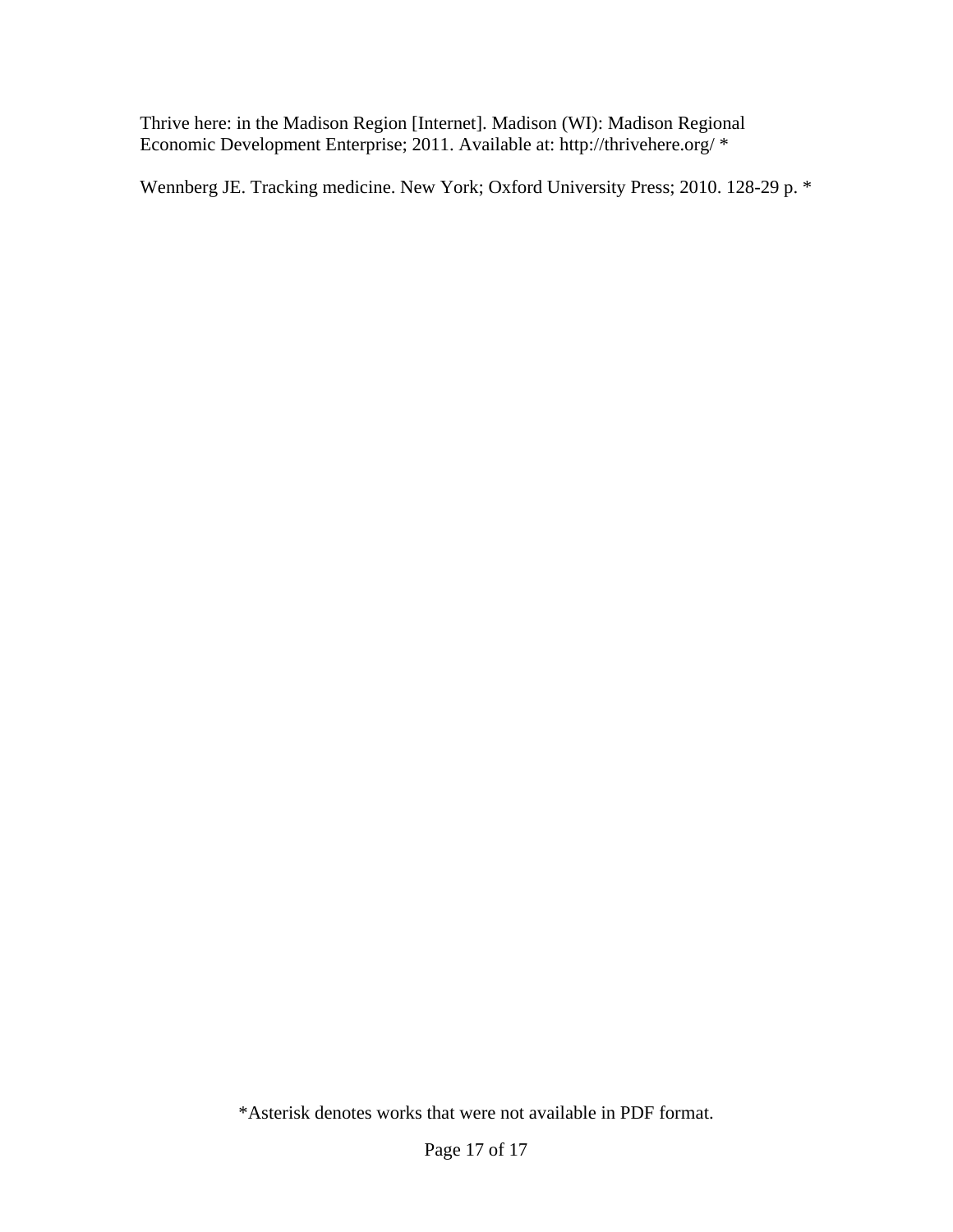Thrive here: in the Madison Region [Internet]. Madison (WI): Madison Regional Economic Development Enterprise; 2011. Available at: http://thrivehere.org/ *

Wennberg JE. Tracking medicine. New York; Oxford University Press; 2010. 128-29 p. *

*Asterisk denotes works that were not available in PDF format.